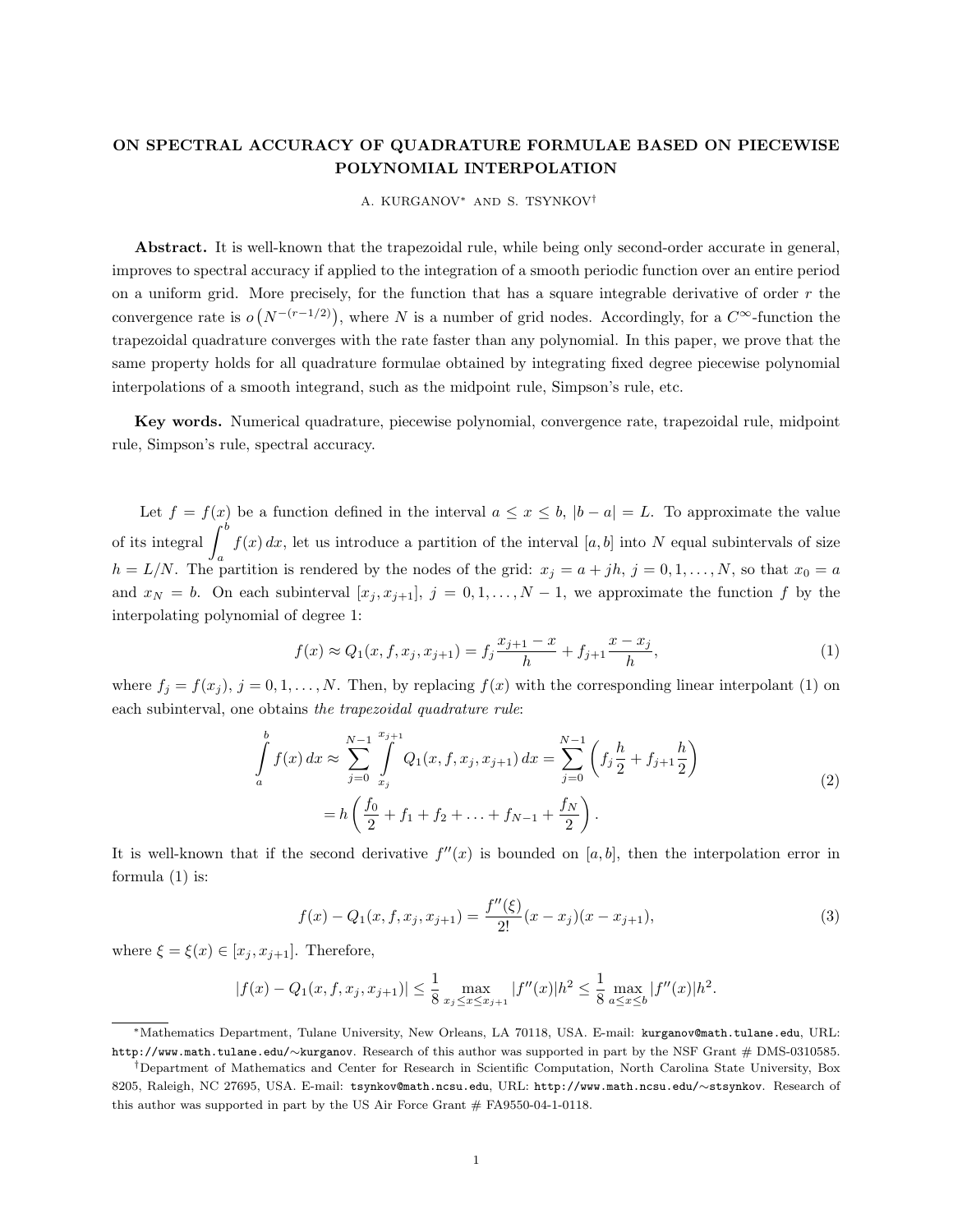# ON SPECTRAL ACCURACY OF QUADRATURE FORMULAE BASED ON PIECEWISE POLYNOMIAL INTERPOLATION

A. KURGANOV* AND S. TSYNKOV†

**Abstract.** It is well-known that the trapezoidal rule, while being only second-order accurate in general, improves to spectral accuracy if applied to the integration of a smooth periodic function over an entire period on a uniform grid. More precisely, for the function that has a square integrable derivative of order $r$ the convergence rate is $o\left(N^{-(r-1/2)}\right)$, where $N$ is a number of grid nodes. Accordingly, for a $C^\infty$-function the trapezoidal quadrature converges with the rate faster than any polynomial. In this paper, we prove that the same property holds for all quadrature formulae obtained by integrating fixed degree piecewise polynomial interpolations of a smooth integrand, such as the midpoint rule, Simpson's rule, etc.

**Key words.** Numerical quadrature, piecewise polynomial, convergence rate, trapezoidal rule, midpoint rule, Simpson's rule, spectral accuracy.

Let $f = f(x)$ be a function defined in the interval $a \le x \le b$, $|b - a| = L$. To approximate the value of its integral $\displaystyle\int_a^b f(x)\,dx$, let us introduce a partition of the interval $[a, b]$ into $N$ equal subintervals of size $h = L/N$. The partition is rendered by the nodes of the grid: $x_j = a + jh$, $j = 0, 1, \ldots, N$, so that $x_0 = a$ and $x_N = b$. On each subinterval $[x_j, x_{j+1}]$, $j = 0, 1, \ldots, N-1$, we approximate the function $f$ by the interpolating polynomial of degree 1:

$$
f(x) \approx Q_1(x, f, x_j, x_{j+1}) = f_j \frac{x_{j+1} - x}{h} + f_{j+1} \frac{x - x_j}{h}, \tag{1}
$$

where $f_j = f(x_j)$, $j = 0, 1, \ldots, N$. Then, by replacing $f(x)$ with the corresponding linear interpolant (1) on each subinterval, one obtains *the trapezoidal quadrature rule*:

$$
\begin{aligned}
\int_a^b f(x)\,dx &\approx \sum_{j=0}^{N-1} \int_{x_j}^{x_{j+1}} Q_1(x, f, x_j, x_{j+1})\,dx = \sum_{j=0}^{N-1} \left( f_j \frac{h}{2} + f_{j+1} \frac{h}{2} \right) \\
&= h \left( \frac{f_0}{2} + f_1 + f_2 + \ldots + f_{N-1} + \frac{f_N}{2} \right).
\end{aligned} \tag{2}
$$

It is well-known that if the second derivative $f''(x)$ is bounded on $[a, b]$, then the interpolation error in formula (1) is:

$$
f(x) - Q_1(x, f, x_j, x_{j+1}) = \frac{f''(\xi)}{2!}(x - x_j)(x - x_{j+1}), \tag{3}
$$

where $\xi = \xi(x) \in [x_j, x_{j+1}]$. Therefore,

$$
|f(x) - Q_1(x, f, x_j, x_{j+1})| \le \frac{1}{8} \max_{x_j \le x \le x_{j+1}} |f''(x)| h^2 \le \frac{1}{8} \max_{a \le x \le b} |f''(x)| h^2.
$$

---

*Mathematics Department, Tulane University, New Orleans, LA 70118, USA. E-mail: kurganov@math.tulane.edu, URL: http://www.math.tulane.edu/∼kurganov. Research of this author was supported in part by the NSF Grant # DMS-0310585.

†Department of Mathematics and Center for Research in Scientific Computation, North Carolina State University, Box 8205, Raleigh, NC 27695, USA. E-mail: tsynkov@math.ncsu.edu, URL: http://www.math.ncsu.edu/∼stsynkov. Research of this author was supported in part by the US Air Force Grant # FA9550-04-1-0118.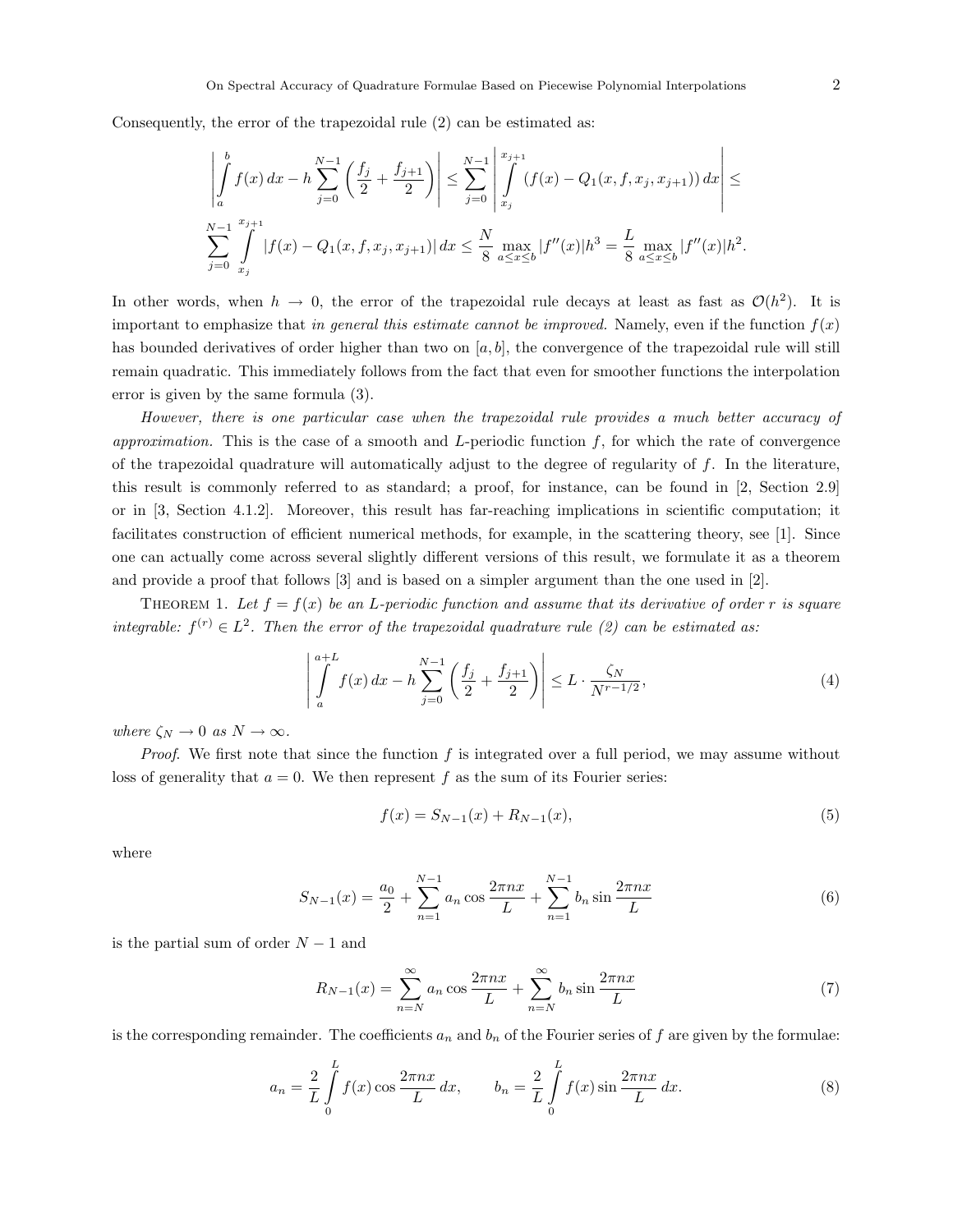Consequently, the error of the trapezoidal rule (2) can be estimated as:

$$\left|\int_a^b f(x)\,dx - h\sum_{j=0}^{N-1}\left(\frac{f_j}{2}+\frac{f_{j+1}}{2}\right)\right| \le \sum_{j=0}^{N-1}\left|\int_{x_j}^{x_{j+1}} (f(x) - Q_1(x,f,x_j,x_{j+1}))\,dx\right| \le$$

$$\sum_{j=0}^{N-1}\int_{x_j}^{x_{j+1}} |f(x) - Q_1(x,f,x_j,x_{j+1})|\,dx \le \frac{N}{8}\max_{a\le x\le b}|f''(x)|h^3 = \frac{L}{8}\max_{a\le x\le b}|f''(x)|h^2.$$

In other words, when $h \to 0$, the error of the trapezoidal rule decays at least as fast as $\mathcal{O}(h^2)$. It is important to emphasize that *in general this estimate cannot be improved.* Namely, even if the function $f(x)$ has bounded derivatives of order higher than two on $[a,b]$, the convergence of the trapezoidal rule will still remain quadratic. This immediately follows from the fact that even for smoother functions the interpolation error is given by the same formula (3).

*However, there is one particular case when the trapezoidal rule provides a much better accuracy of approximation.* This is the case of a smooth and $L$-periodic function $f$, for which the rate of convergence of the trapezoidal quadrature will automatically adjust to the degree of regularity of $f$. In the literature, this result is commonly referred to as standard; a proof, for instance, can be found in [2, Section 2.9] or in [3, Section 4.1.2]. Moreover, this result has far-reaching implications in scientific computation; it facilitates construction of efficient numerical methods, for example, in the scattering theory, see [1]. Since one can actually come across several slightly different versions of this result, we formulate it as a theorem and provide a proof that follows [3] and is based on a simpler argument than the one used in [2].

THEOREM 1. *Let $f = f(x)$ be an $L$-periodic function and assume that its derivative of order $r$ is square integrable: $f^{(r)} \in L^2$. Then the error of the trapezoidal quadrature rule (2) can be estimated as:*

$$\left|\int_a^{a+L} f(x)\,dx - h\sum_{j=0}^{N-1}\left(\frac{f_j}{2}+\frac{f_{j+1}}{2}\right)\right| \le L\cdot\frac{\zeta_N}{N^{r-1/2}}, \tag{4}$$

*where $\zeta_N \to 0$ as $N \to \infty$.*

*Proof.* We first note that since the function $f$ is integrated over a full period, we may assume without loss of generality that $a = 0$. We then represent $f$ as the sum of its Fourier series:

$$f(x) = S_{N-1}(x) + R_{N-1}(x), \tag{5}$$

where

$$S_{N-1}(x) = \frac{a_0}{2} + \sum_{n=1}^{N-1} a_n \cos\frac{2\pi nx}{L} + \sum_{n=1}^{N-1} b_n \sin\frac{2\pi nx}{L} \tag{6}$$

is the partial sum of order $N-1$ and

$$R_{N-1}(x) = \sum_{n=N}^{\infty} a_n \cos\frac{2\pi nx}{L} + \sum_{n=N}^{\infty} b_n \sin\frac{2\pi nx}{L} \tag{7}$$

is the corresponding remainder. The coefficients $a_n$ and $b_n$ of the Fourier series of $f$ are given by the formulae:

$$a_n = \frac{2}{L}\int_0^L f(x)\cos\frac{2\pi nx}{L}\,dx, \qquad b_n = \frac{2}{L}\int_0^L f(x)\sin\frac{2\pi nx}{L}\,dx. \tag{8}$$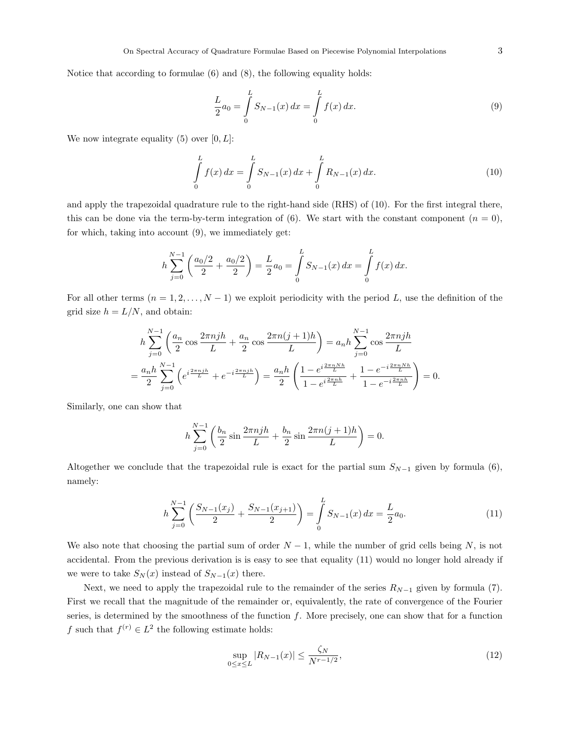Notice that according to formulae (6) and (8), the following equality holds:

$$\frac{L}{2}a_0 = \int\limits_0^L S_{N-1}(x)\,dx = \int\limits_0^L f(x)\,dx. \tag{9}$$

We now integrate equality (5) over $[0, L]$:

$$\int\limits_0^L f(x)\,dx = \int\limits_0^L S_{N-1}(x)\,dx + \int\limits_0^L R_{N-1}(x)\,dx. \tag{10}$$

and apply the trapezoidal quadrature rule to the right-hand side (RHS) of (10). For the first integral there, this can be done via the term-by-term integration of (6). We start with the constant component ($n = 0$), for which, taking into account (9), we immediately get:

$$h\sum_{j=0}^{N-1}\left(\frac{a_0/2}{2} + \frac{a_0/2}{2}\right) = \frac{L}{2}a_0 = \int\limits_0^L S_{N-1}(x)\,dx = \int\limits_0^L f(x)\,dx.$$

For all other terms ($n = 1, 2, \ldots, N-1$) we exploit periodicity with the period $L$, use the definition of the grid size $h = L/N$, and obtain:

$$\begin{aligned}
h\sum_{j=0}^{N-1}\left(\frac{a_n}{2}\cos\frac{2\pi njh}{L} + \frac{a_n}{2}\cos\frac{2\pi n(j+1)h}{L}\right) &= a_n h\sum_{j=0}^{N-1}\cos\frac{2\pi njh}{L} \\
= \frac{a_n h}{2}\sum_{j=0}^{N-1}\left(e^{i\frac{2\pi njh}{L}} + e^{-i\frac{2\pi njh}{L}}\right) &= \frac{a_n h}{2}\left(\frac{1-e^{i\frac{2\pi nNh}{L}}}{1-e^{i\frac{2\pi nh}{L}}} + \frac{1-e^{-i\frac{2\pi nNh}{L}}}{1-e^{-i\frac{2\pi nh}{L}}}\right) = 0.
\end{aligned}$$

Similarly, one can show that

$$h\sum_{j=0}^{N-1}\left(\frac{b_n}{2}\sin\frac{2\pi njh}{L} + \frac{b_n}{2}\sin\frac{2\pi n(j+1)h}{L}\right) = 0.$$

Altogether we conclude that the trapezoidal rule is exact for the partial sum $S_{N-1}$ given by formula (6), namely:

$$h\sum_{j=0}^{N-1}\left(\frac{S_{N-1}(x_j)}{2} + \frac{S_{N-1}(x_{j+1})}{2}\right) = \int\limits_0^L S_{N-1}(x)\,dx = \frac{L}{2}a_0. \tag{11}$$

We also note that choosing the partial sum of order $N-1$, while the number of grid cells being $N$, is not accidental. From the previous derivation is is easy to see that equality (11) would no longer hold already if we were to take $S_N(x)$ instead of $S_{N-1}(x)$ there.

Next, we need to apply the trapezoidal rule to the remainder of the series $R_{N-1}$ given by formula (7). First we recall that the magnitude of the remainder or, equivalently, the rate of convergence of the Fourier series, is determined by the smoothness of the function $f$. More precisely, one can show that for a function $f$ such that $f^{(r)} \in L^2$ the following estimate holds:

$$\sup_{0\le x\le L}|R_{N-1}(x)| \le \frac{\zeta_N}{N^{r-1/2}}, \tag{12}$$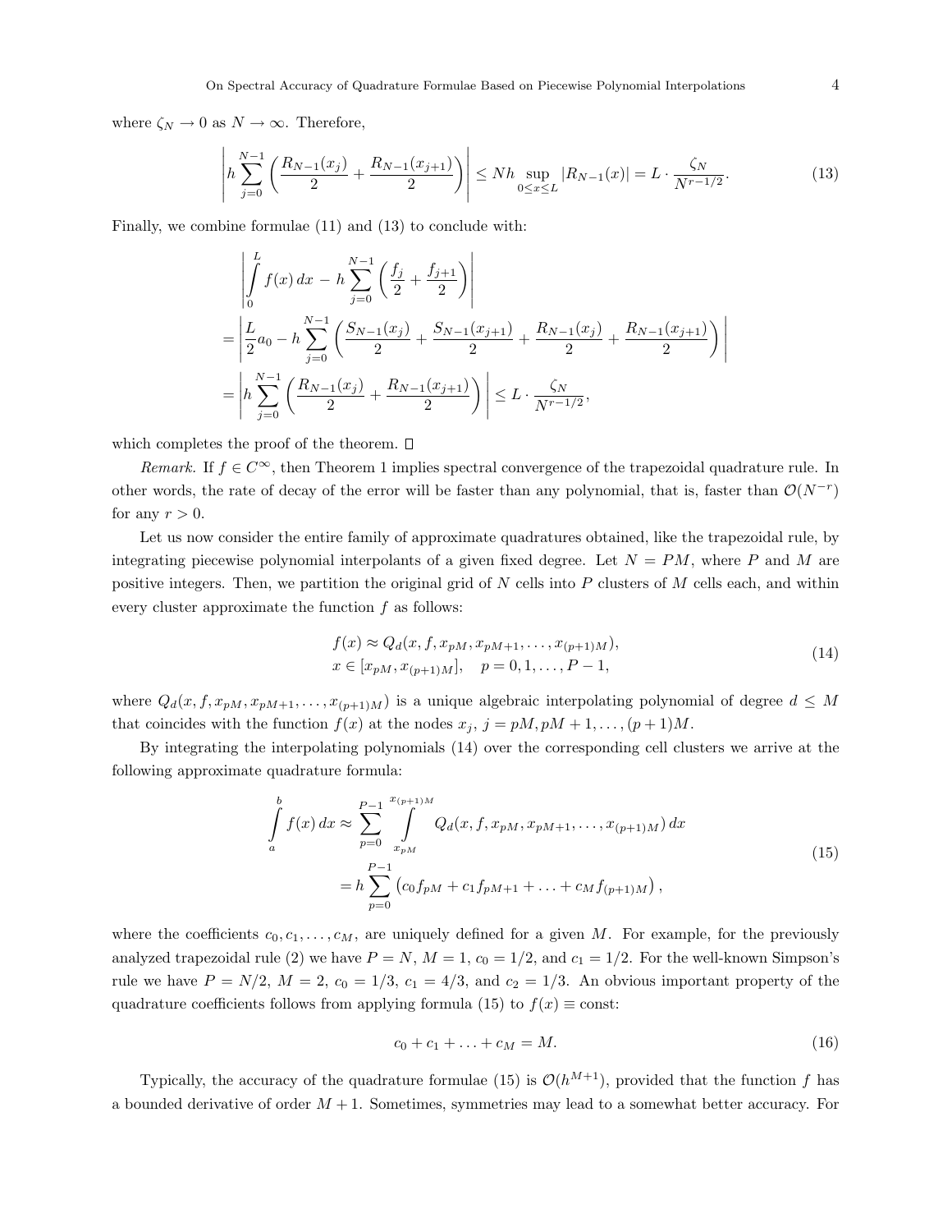where $\zeta_N \to 0$ as $N \to \infty$. Therefore,

$$\left| h \sum_{j=0}^{N-1} \left( \frac{R_{N-1}(x_j)}{2} + \frac{R_{N-1}(x_{j+1})}{2} \right) \right| \leq Nh \sup_{0 \leq x \leq L} |R_{N-1}(x)| = L \cdot \frac{\zeta_N}{N^{r-1/2}}. \tag{13}$$

Finally, we combine formulae (11) and (13) to conclude with:

$$\begin{aligned}
&\left| \int_0^L f(x)\,dx - h \sum_{j=0}^{N-1} \left( \frac{f_j}{2} + \frac{f_{j+1}}{2} \right) \right| \\
&= \left| \frac{L}{2} a_0 - h \sum_{j=0}^{N-1} \left( \frac{S_{N-1}(x_j)}{2} + \frac{S_{N-1}(x_{j+1})}{2} + \frac{R_{N-1}(x_j)}{2} + \frac{R_{N-1}(x_{j+1})}{2} \right) \right| \\
&= \left| h \sum_{j=0}^{N-1} \left( \frac{R_{N-1}(x_j)}{2} + \frac{R_{N-1}(x_{j+1})}{2} \right) \right| \leq L \cdot \frac{\zeta_N}{N^{r-1/2}},
\end{aligned}$$

which completes the proof of the theorem. □

*Remark.* If $f \in C^\infty$, then Theorem 1 implies spectral convergence of the trapezoidal quadrature rule. In other words, the rate of decay of the error will be faster than any polynomial, that is, faster than $\mathcal{O}(N^{-r})$ for any $r > 0$.

Let us now consider the entire family of approximate quadratures obtained, like the trapezoidal rule, by integrating piecewise polynomial interpolants of a given fixed degree. Let $N = PM$, where $P$ and $M$ are positive integers. Then, we partition the original grid of $N$ cells into $P$ clusters of $M$ cells each, and within every cluster approximate the function $f$ as follows:

$$\begin{aligned}
&f(x) \approx Q_d(x, f, x_{pM}, x_{pM+1}, \ldots, x_{(p+1)M}), \\
&x \in [x_{pM}, x_{(p+1)M}], \quad p = 0, 1, \ldots, P-1,
\end{aligned} \tag{14}$$

where $Q_d(x, f, x_{pM}, x_{pM+1}, \ldots, x_{(p+1)M})$ is a unique algebraic interpolating polynomial of degree $d \leq M$ that coincides with the function $f(x)$ at the nodes $x_j$, $j = pM, pM+1, \ldots, (p+1)M$.

By integrating the interpolating polynomials (14) over the corresponding cell clusters we arrive at the following approximate quadrature formula:

$$\begin{aligned}
\int_a^b f(x)\,dx &\approx \sum_{p=0}^{P-1} \int_{x_{pM}}^{x_{(p+1)M}} Q_d(x, f, x_{pM}, x_{pM+1}, \ldots, x_{(p+1)M})\,dx \\
&= h \sum_{p=0}^{P-1} \left( c_0 f_{pM} + c_1 f_{pM+1} + \ldots + c_M f_{(p+1)M} \right),
\end{aligned} \tag{15}$$

where the coefficients $c_0, c_1, \ldots, c_M$, are uniquely defined for a given $M$. For example, for the previously analyzed trapezoidal rule (2) we have $P = N$, $M = 1$, $c_0 = 1/2$, and $c_1 = 1/2$. For the well-known Simpson's rule we have $P = N/2$, $M = 2$, $c_0 = 1/3$, $c_1 = 4/3$, and $c_2 = 1/3$. An obvious important property of the quadrature coefficients follows from applying formula (15) to $f(x) \equiv \text{const}$:

$$c_0 + c_1 + \ldots + c_M = M. \tag{16}$$

Typically, the accuracy of the quadrature formulae (15) is $\mathcal{O}(h^{M+1})$, provided that the function $f$ has a bounded derivative of order $M+1$. Sometimes, symmetries may lead to a somewhat better accuracy. For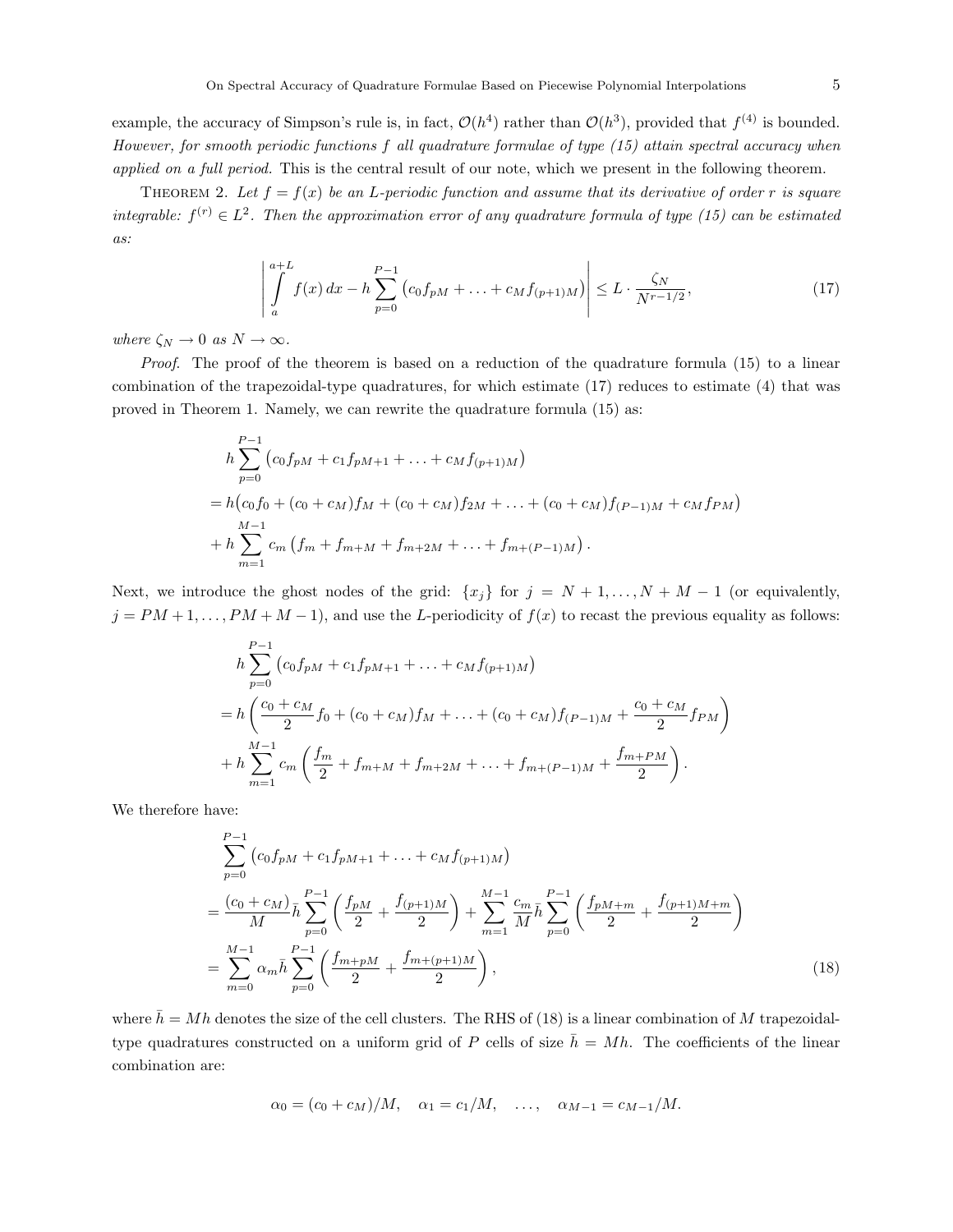example, the accuracy of Simpson's rule is, in fact, $\mathcal{O}(h^4)$ rather than $\mathcal{O}(h^3)$, provided that $f^{(4)}$ is bounded. *However, for smooth periodic functions $f$ all quadrature formulae of type (15) attain spectral accuracy when applied on a full period.* This is the central result of our note, which we present in the following theorem.

THEOREM 2. *Let $f = f(x)$ be an $L$-periodic function and assume that its derivative of order $r$ is square integrable: $f^{(r)} \in L^2$. Then the approximation error of any quadrature formula of type (15) can be estimated as:*

$$\left| \int_a^{a+L} f(x)\,dx - h \sum_{p=0}^{P-1} \big( c_0 f_{pM} + \ldots + c_M f_{(p+1)M} \big) \right| \leq L \cdot \frac{\zeta_N}{N^{r-1/2}}, \tag{17}$$

*where $\zeta_N \to 0$ as $N \to \infty$.*

*Proof.* The proof of the theorem is based on a reduction of the quadrature formula (15) to a linear combination of the trapezoidal-type quadratures, for which estimate (17) reduces to estimate (4) that was proved in Theorem 1. Namely, we can rewrite the quadrature formula (15) as:

$$\begin{aligned}
&h \sum_{p=0}^{P-1} \big( c_0 f_{pM} + c_1 f_{pM+1} + \ldots + c_M f_{(p+1)M} \big) \\
&= h\big( c_0 f_0 + (c_0 + c_M) f_M + (c_0 + c_M) f_{2M} + \ldots + (c_0 + c_M) f_{(P-1)M} + c_M f_{PM} \big) \\
&+ h \sum_{m=1}^{M-1} c_m \left( f_m + f_{m+M} + f_{m+2M} + \ldots + f_{m+(P-1)M} \right).
\end{aligned}$$

Next, we introduce the ghost nodes of the grid: $\{x_j\}$ for $j = N+1, \ldots, N+M-1$ (or equivalently, $j = PM+1, \ldots, PM+M-1$), and use the $L$-periodicity of $f(x)$ to recast the previous equality as follows:

$$\begin{aligned}
&h \sum_{p=0}^{P-1} \big( c_0 f_{pM} + c_1 f_{pM+1} + \ldots + c_M f_{(p+1)M} \big) \\
&= h \left( \frac{c_0 + c_M}{2} f_0 + (c_0 + c_M) f_M + \ldots + (c_0 + c_M) f_{(P-1)M} + \frac{c_0 + c_M}{2} f_{PM} \right) \\
&+ h \sum_{m=1}^{M-1} c_m \left( \frac{f_m}{2} + f_{m+M} + f_{m+2M} + \ldots + f_{m+(P-1)M} + \frac{f_{m+PM}}{2} \right).
\end{aligned}$$

We therefore have:

$$\begin{aligned}
&\sum_{p=0}^{P-1} \big( c_0 f_{pM} + c_1 f_{pM+1} + \ldots + c_M f_{(p+1)M} \big) \\
&= \frac{(c_0 + c_M)}{M} \bar{h} \sum_{p=0}^{P-1} \left( \frac{f_{pM}}{2} + \frac{f_{(p+1)M}}{2} \right) + \sum_{m=1}^{M-1} \frac{c_m}{M} \bar{h} \sum_{p=0}^{P-1} \left( \frac{f_{pM+m}}{2} + \frac{f_{(p+1)M+m}}{2} \right) \\
&= \sum_{m=0}^{M-1} \alpha_m \bar{h} \sum_{p=0}^{P-1} \left( \frac{f_{m+pM}}{2} + \frac{f_{m+(p+1)M}}{2} \right),
\end{aligned} \tag{18}$$

where $\bar{h} = Mh$ denotes the size of the cell clusters. The RHS of (18) is a linear combination of $M$ trapezoidal-type quadratures constructed on a uniform grid of $P$ cells of size $\bar{h} = Mh$. The coefficients of the linear combination are:

$$\alpha_0 = (c_0 + c_M)/M, \quad \alpha_1 = c_1/M, \quad \ldots, \quad \alpha_{M-1} = c_{M-1}/M.$$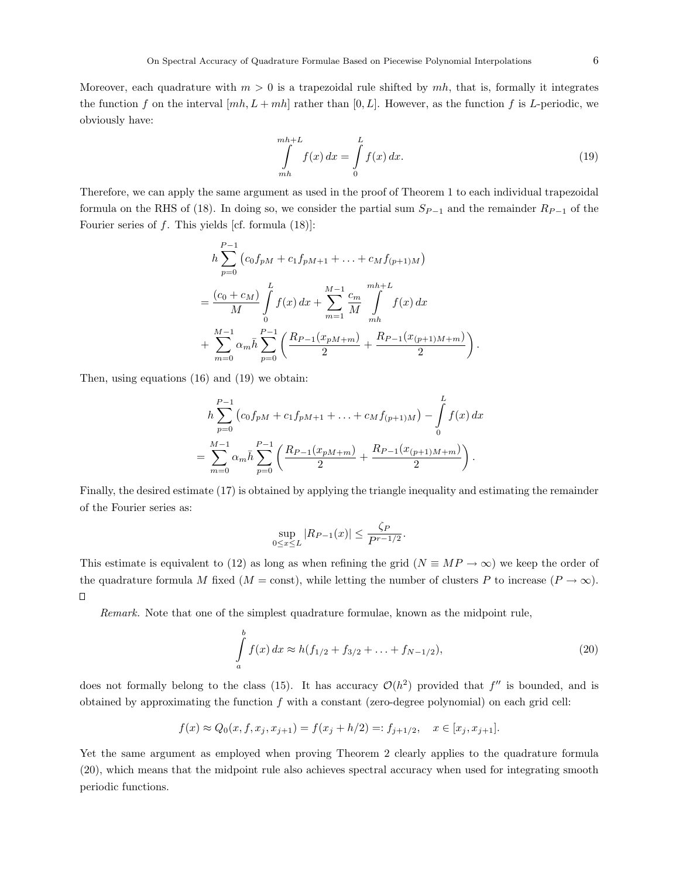Moreover, each quadrature with $m > 0$ is a trapezoidal rule shifted by $mh$, that is, formally it integrates the function $f$ on the interval $[mh, L + mh]$ rather than $[0, L]$. However, as the function $f$ is $L$-periodic, we obviously have:

$$\int_{mh}^{mh+L} f(x)\,dx = \int_{0}^{L} f(x)\,dx. \tag{19}$$

Therefore, we can apply the same argument as used in the proof of Theorem 1 to each individual trapezoidal formula on the RHS of (18). In doing so, we consider the partial sum $S_{P-1}$ and the remainder $R_{P-1}$ of the Fourier series of $f$. This yields [cf. formula (18)]:

$$\begin{aligned}
&h\sum_{p=0}^{P-1}\left(c_0 f_{pM} + c_1 f_{pM+1} + \ldots + c_M f_{(p+1)M}\right)\\
&= \frac{(c_0 + c_M)}{M}\int_0^L f(x)\,dx + \sum_{m=1}^{M-1}\frac{c_m}{M}\int_{mh}^{mh+L} f(x)\,dx\\
&+ \sum_{m=0}^{M-1}\alpha_m \bar{h}\sum_{p=0}^{P-1}\left(\frac{R_{P-1}(x_{pM+m})}{2} + \frac{R_{P-1}(x_{(p+1)M+m})}{2}\right).
\end{aligned}$$

Then, using equations (16) and (19) we obtain:

$$\begin{aligned}
&h\sum_{p=0}^{P-1}\left(c_0 f_{pM} + c_1 f_{pM+1} + \ldots + c_M f_{(p+1)M}\right) - \int_0^L f(x)\,dx\\
&= \sum_{m=0}^{M-1}\alpha_m \bar{h}\sum_{p=0}^{P-1}\left(\frac{R_{P-1}(x_{pM+m})}{2} + \frac{R_{P-1}(x_{(p+1)M+m})}{2}\right).
\end{aligned}$$

Finally, the desired estimate (17) is obtained by applying the triangle inequality and estimating the remainder of the Fourier series as:

$$\sup_{0\le x\le L}|R_{P-1}(x)| \le \frac{\zeta_P}{P^{r-1/2}}.$$

This estimate is equivalent to (12) as long as when refining the grid ($N \equiv MP \to \infty$) we keep the order of the quadrature formula $M$ fixed ($M = \text{const}$), while letting the number of clusters $P$ to increase ($P \to \infty$). □

*Remark.* Note that one of the simplest quadrature formulae, known as the midpoint rule,

$$\int_a^b f(x)\,dx \approx h(f_{1/2} + f_{3/2} + \ldots + f_{N-1/2}), \tag{20}$$

does not formally belong to the class (15). It has accuracy $\mathcal{O}(h^2)$ provided that $f''$ is bounded, and is obtained by approximating the function $f$ with a constant (zero-degree polynomial) on each grid cell:

$$f(x) \approx Q_0(x, f, x_j, x_{j+1}) = f(x_j + h/2) =: f_{j+1/2}, \quad x \in [x_j, x_{j+1}].$$

Yet the same argument as employed when proving Theorem 2 clearly applies to the quadrature formula (20), which means that the midpoint rule also achieves spectral accuracy when used for integrating smooth periodic functions.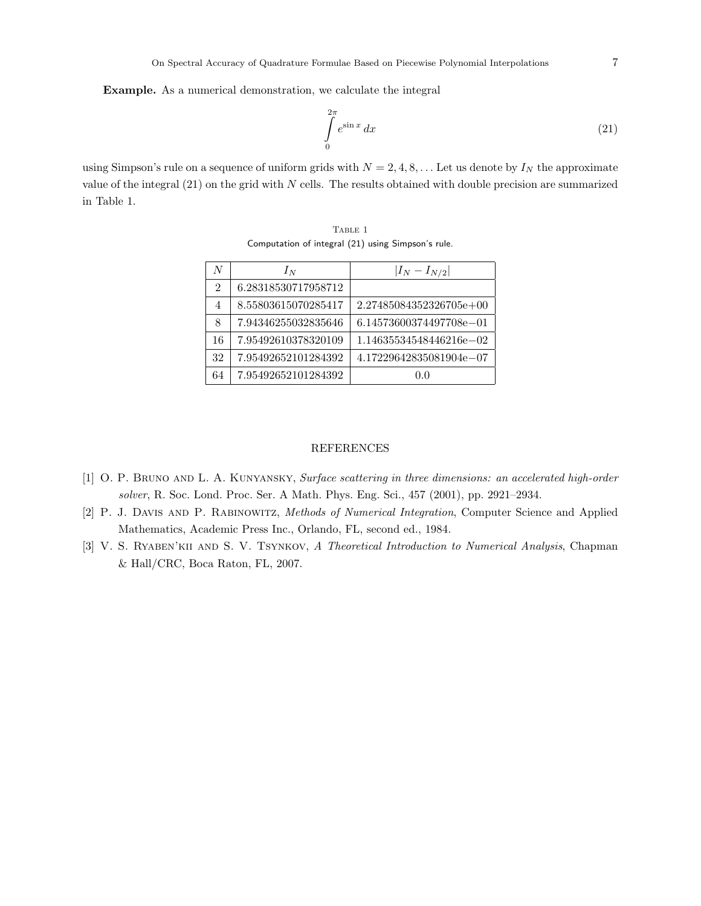**Example.** As a numerical demonstration, we calculate the integral

$$\int_0^{2\pi} e^{\sin x}\, dx \tag{21}$$

using Simpson's rule on a sequence of uniform grids with $N = 2, 4, 8, \ldots$ Let us denote by $I_N$ the approximate value of the integral (21) on the grid with $N$ cells. The results obtained with double precision are summarized in Table 1.

TABLE 1
Computation of integral (21) using Simpson's rule.

| $N$ | $I_N$ | $\lvert I_N - I_{N/2}\rvert$ |
|---|---|---|
| 2 | 6.28318530717958712 | |
| 4 | 8.55803615070285417 | 2.27485084352326705e+00 |
| 8 | 7.94346255032835646 | 6.14573600374497708e−01 |
| 16 | 7.95492610378320109 | 1.14635534548446216e−02 |
| 32 | 7.95492652101284392 | 4.17229642835081904e−07 |
| 64 | 7.95492652101284392 | 0.0 |

## REFERENCES

[1] O. P. Bruno and L. A. Kunyansky, *Surface scattering in three dimensions: an accelerated high-order solver*, R. Soc. Lond. Proc. Ser. A Math. Phys. Eng. Sci., 457 (2001), pp. 2921–2934.

[2] P. J. Davis and P. Rabinowitz, *Methods of Numerical Integration*, Computer Science and Applied Mathematics, Academic Press Inc., Orlando, FL, second ed., 1984.

[3] V. S. Ryaben'kii and S. V. Tsynkov, *A Theoretical Introduction to Numerical Analysis*, Chapman & Hall/CRC, Boca Raton, FL, 2007.